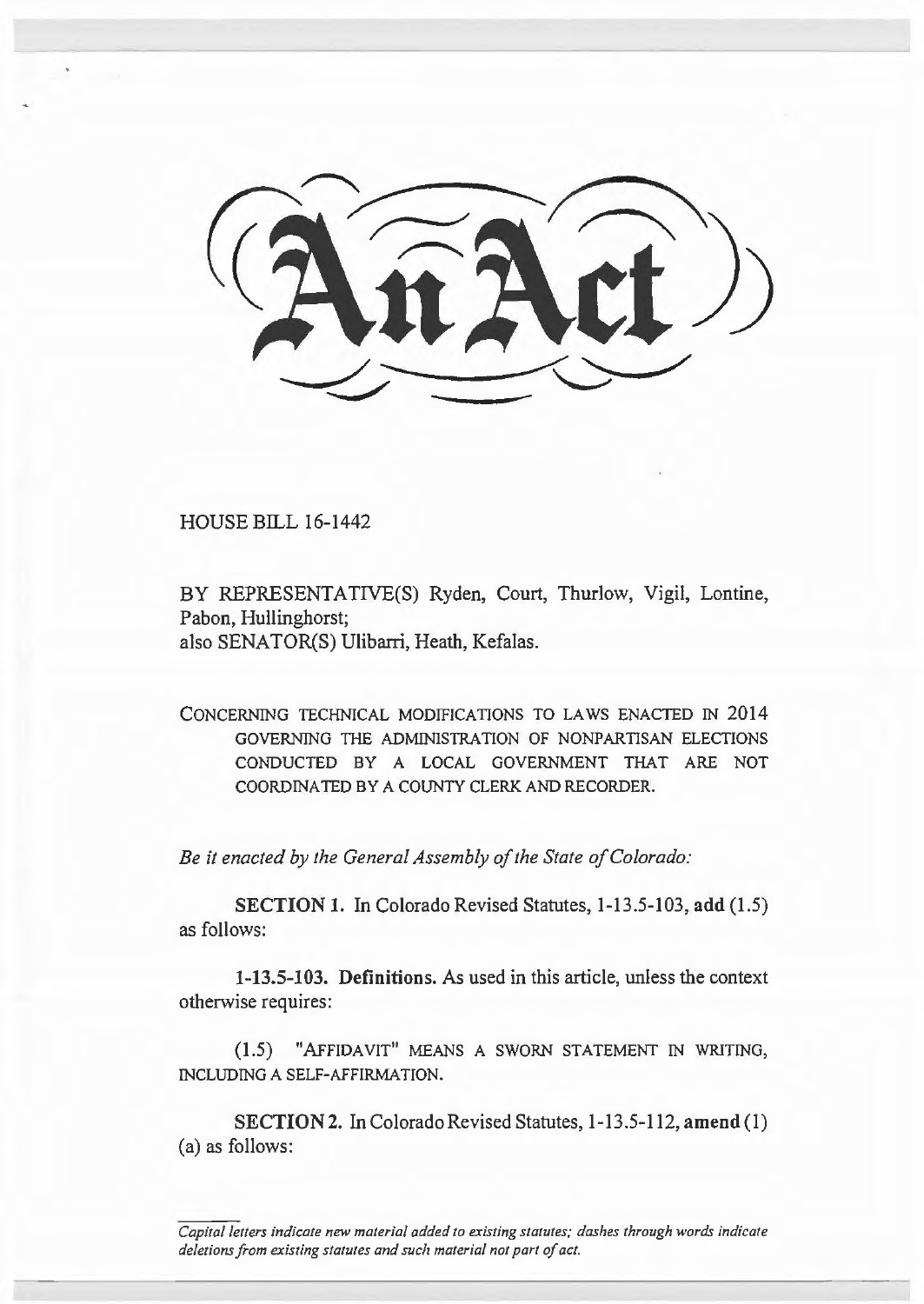# An Act

HOUSE BILL 16-1442

BY REPRESENTATIVE(S) Ryden, Court, Thurlow, Vigil, Lontine, Pabon, Hullinghorst;
also SENATOR(S) Ulibarri, Heath, Kefalas.

CONCERNING TECHNICAL MODIFICATIONS TO LAWS ENACTED IN 2014 GOVERNING THE ADMINISTRATION OF NONPARTISAN ELECTIONS CONDUCTED BY A LOCAL GOVERNMENT THAT ARE NOT COORDINATED BY A COUNTY CLERK AND RECORDER.

*Be it enacted by the General Assembly of the State of Colorado:*

**SECTION 1.** In Colorado Revised Statutes, 1-13.5-103, **add** (1.5) as follows:

**1-13.5-103. Definitions.** As used in this article, unless the context otherwise requires:

(1.5) "AFFIDAVIT" MEANS A SWORN STATEMENT IN WRITING, INCLUDING A SELF-AFFIRMATION.

**SECTION 2.** In Colorado Revised Statutes, 1-13.5-112, **amend** (1) (a) as follows:

*Capital letters indicate new material added to existing statutes; dashes through words indicate deletions from existing statutes and such material not part of act.*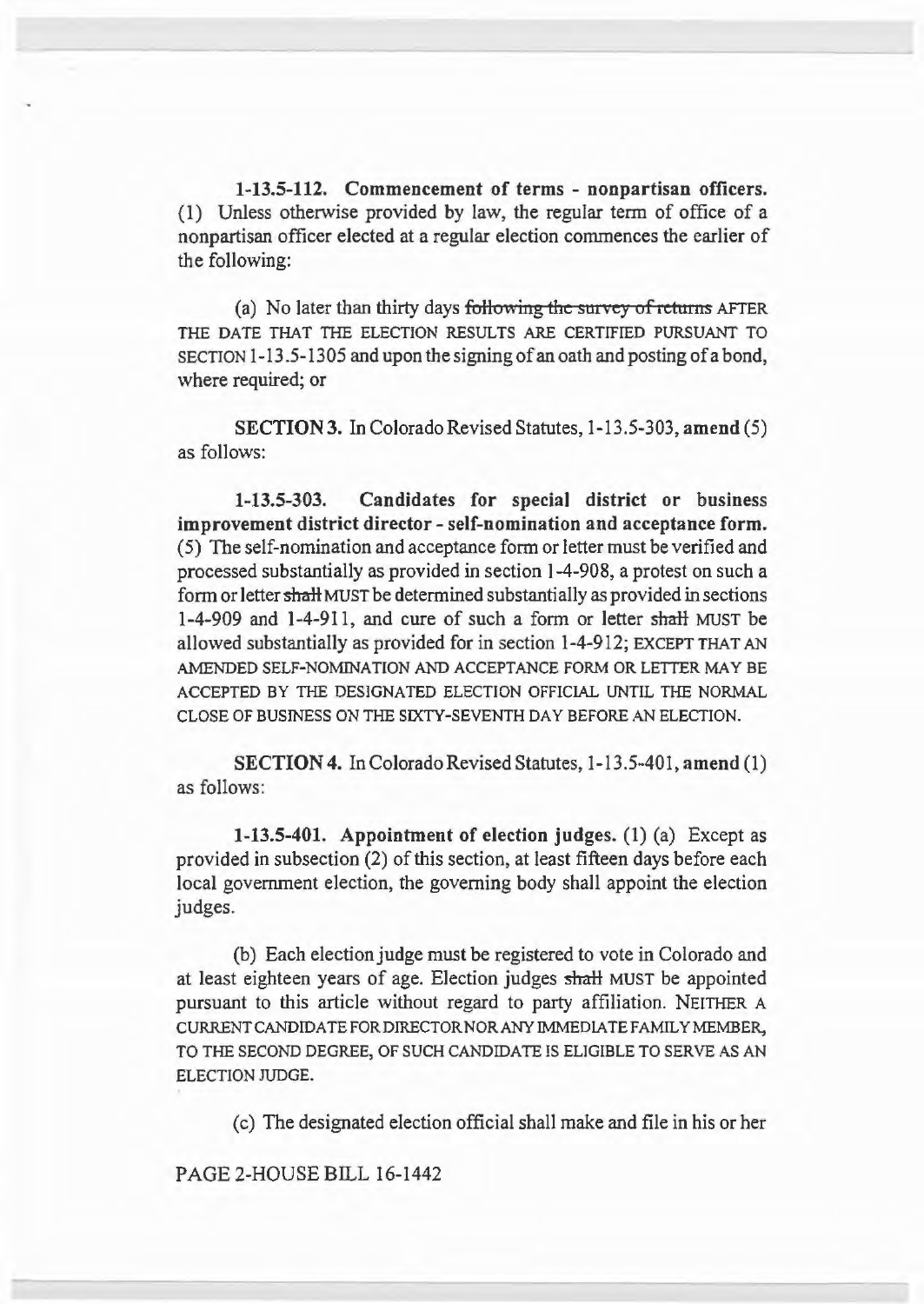**1-13.5-112. Commencement of terms - nonpartisan officers.** (1) Unless otherwise provided by law, the regular term of office of a nonpartisan officer elected at a regular election commences the earlier of the following:

(a) No later than thirty days ~~following the survey of returns~~ AFTER THE DATE THAT THE ELECTION RESULTS ARE CERTIFIED PURSUANT TO SECTION 1-13.5-1305 and upon the signing of an oath and posting of a bond, where required; or

**SECTION 3.** In Colorado Revised Statutes, 1-13.5-303, **amend** (5) as follows:

**1-13.5-303. Candidates for special district or business improvement district director - self-nomination and acceptance form.** (5) The self-nomination and acceptance form or letter must be verified and processed substantially as provided in section 1-4-908, a protest on such a form or letter ~~shall~~ MUST be determined substantially as provided in sections 1-4-909 and 1-4-911, and cure of such a form or letter ~~shall~~ MUST be allowed substantially as provided for in section 1-4-912; EXCEPT THAT AN AMENDED SELF-NOMINATION AND ACCEPTANCE FORM OR LETTER MAY BE ACCEPTED BY THE DESIGNATED ELECTION OFFICIAL UNTIL THE NORMAL CLOSE OF BUSINESS ON THE SIXTY-SEVENTH DAY BEFORE AN ELECTION.

**SECTION 4.** In Colorado Revised Statutes, 1-13.5-401, **amend** (1) as follows:

**1-13.5-401. Appointment of election judges.** (1) (a) Except as provided in subsection (2) of this section, at least fifteen days before each local government election, the governing body shall appoint the election judges.

(b) Each election judge must be registered to vote in Colorado and at least eighteen years of age. Election judges ~~shall~~ MUST be appointed pursuant to this article without regard to party affiliation. NEITHER A CURRENT CANDIDATE FOR DIRECTOR NOR ANY IMMEDIATE FAMILY MEMBER, TO THE SECOND DEGREE, OF SUCH CANDIDATE IS ELIGIBLE TO SERVE AS AN ELECTION JUDGE.

(c) The designated election official shall make and file in his or her

PAGE 2-HOUSE BILL 16-1442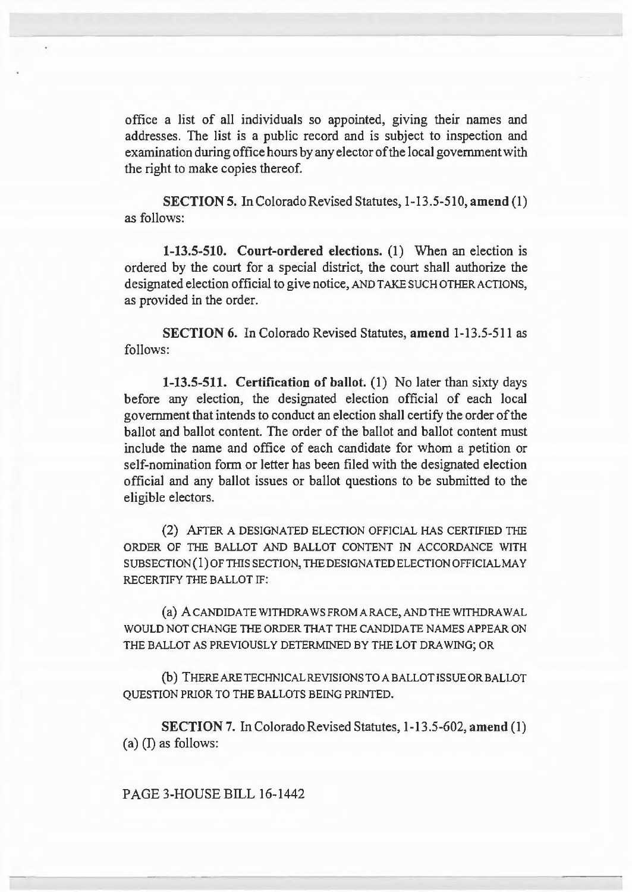office a list of all individuals so appointed, giving their names and addresses. The list is a public record and is subject to inspection and examination during office hours by any elector of the local government with the right to make copies thereof.

**SECTION 5.** In Colorado Revised Statutes, 1-13.5-510, **amend** (1) as follows:

**1-13.5-510. Court-ordered elections.** (1) When an election is ordered by the court for a special district, the court shall authorize the designated election official to give notice, AND TAKE SUCH OTHER ACTIONS, as provided in the order.

**SECTION 6.** In Colorado Revised Statutes, **amend** 1-13.5-511 as follows:

**1-13.5-511. Certification of ballot.** (1) No later than sixty days before any election, the designated election official of each local government that intends to conduct an election shall certify the order of the ballot and ballot content. The order of the ballot and ballot content must include the name and office of each candidate for whom a petition or self-nomination form or letter has been filed with the designated election official and any ballot issues or ballot questions to be submitted to the eligible electors.

(2) AFTER A DESIGNATED ELECTION OFFICIAL HAS CERTIFIED THE ORDER OF THE BALLOT AND BALLOT CONTENT IN ACCORDANCE WITH SUBSECTION (1) OF THIS SECTION, THE DESIGNATED ELECTION OFFICIAL MAY RECERTIFY THE BALLOT IF:

(a) A CANDIDATE WITHDRAWS FROM A RACE, AND THE WITHDRAWAL WOULD NOT CHANGE THE ORDER THAT THE CANDIDATE NAMES APPEAR ON THE BALLOT AS PREVIOUSLY DETERMINED BY THE LOT DRAWING; OR

(b) THERE ARE TECHNICAL REVISIONS TO A BALLOT ISSUE OR BALLOT QUESTION PRIOR TO THE BALLOTS BEING PRINTED.

**SECTION 7.** In Colorado Revised Statutes, 1-13.5-602, **amend** (1) (a) (I) as follows:

PAGE 3-HOUSE BILL 16-1442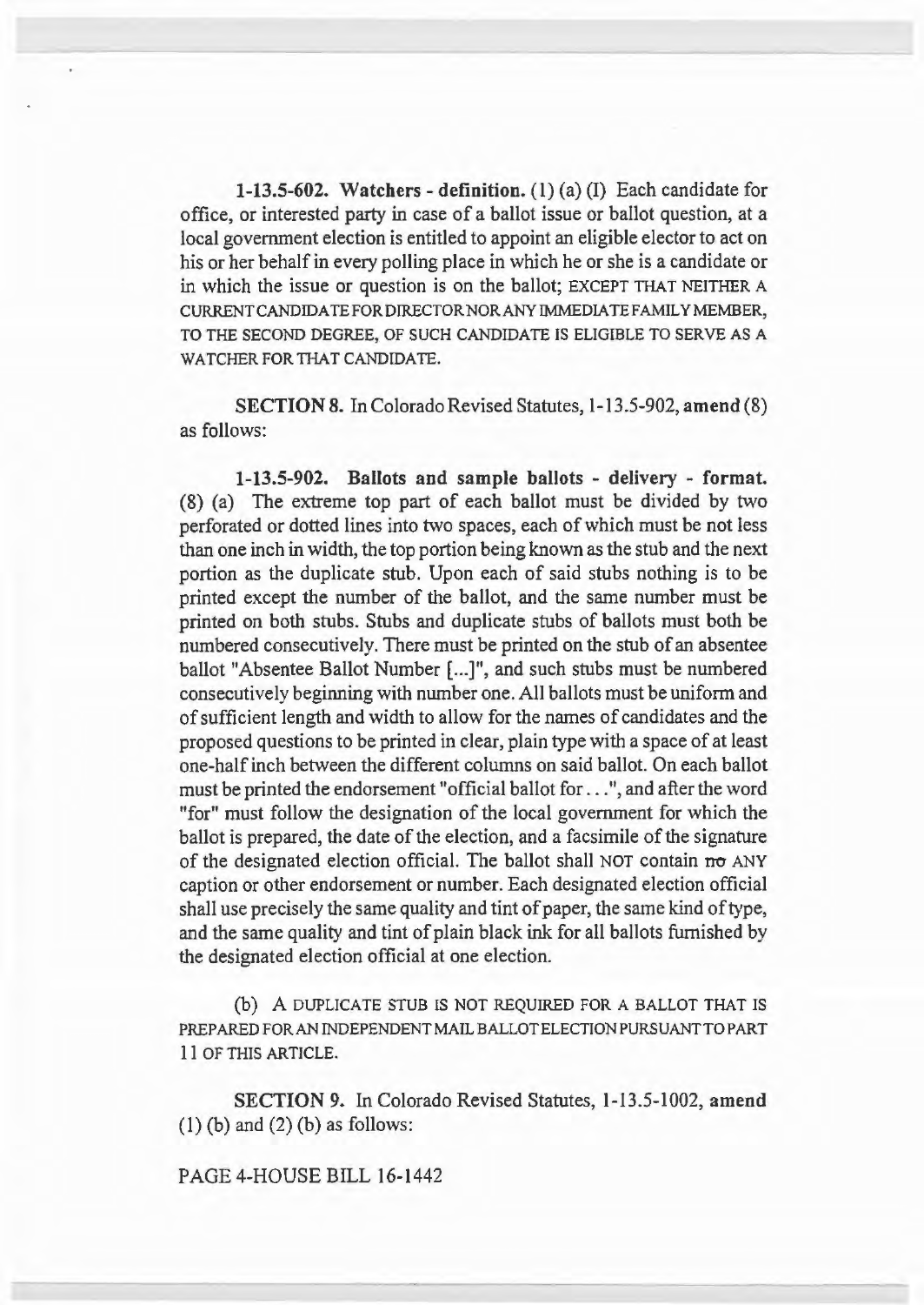**1-13.5-602. Watchers - definition.** (1) (a) (I) Each candidate for office, or interested party in case of a ballot issue or ballot question, at a local government election is entitled to appoint an eligible elector to act on his or her behalf in every polling place in which he or she is a candidate or in which the issue or question is on the ballot; EXCEPT THAT NEITHER A CURRENT CANDIDATE FOR DIRECTOR NOR ANY IMMEDIATE FAMILY MEMBER, TO THE SECOND DEGREE, OF SUCH CANDIDATE IS ELIGIBLE TO SERVE AS A WATCHER FOR THAT CANDIDATE.

**SECTION 8.** In Colorado Revised Statutes, 1-13.5-902, **amend** (8) as follows:

**1-13.5-902. Ballots and sample ballots - delivery - format.** (8) (a) The extreme top part of each ballot must be divided by two perforated or dotted lines into two spaces, each of which must be not less than one inch in width, the top portion being known as the stub and the next portion as the duplicate stub. Upon each of said stubs nothing is to be printed except the number of the ballot, and the same number must be printed on both stubs. Stubs and duplicate stubs of ballots must both be numbered consecutively. There must be printed on the stub of an absentee ballot "Absentee Ballot Number [...]", and such stubs must be numbered consecutively beginning with number one. All ballots must be uniform and of sufficient length and width to allow for the names of candidates and the proposed questions to be printed in clear, plain type with a space of at least one-half inch between the different columns on said ballot. On each ballot must be printed the endorsement "official ballot for . . .", and after the word "for" must follow the designation of the local government for which the ballot is prepared, the date of the election, and a facsimile of the signature of the designated election official. The ballot shall NOT contain ~~no~~ ANY caption or other endorsement or number. Each designated election official shall use precisely the same quality and tint of paper, the same kind of type, and the same quality and tint of plain black ink for all ballots furnished by the designated election official at one election.

(b) A DUPLICATE STUB IS NOT REQUIRED FOR A BALLOT THAT IS PREPARED FOR AN INDEPENDENT MAIL BALLOT ELECTION PURSUANT TO PART 11 OF THIS ARTICLE.

**SECTION 9.** In Colorado Revised Statutes, 1-13.5-1002, **amend** (1) (b) and (2) (b) as follows: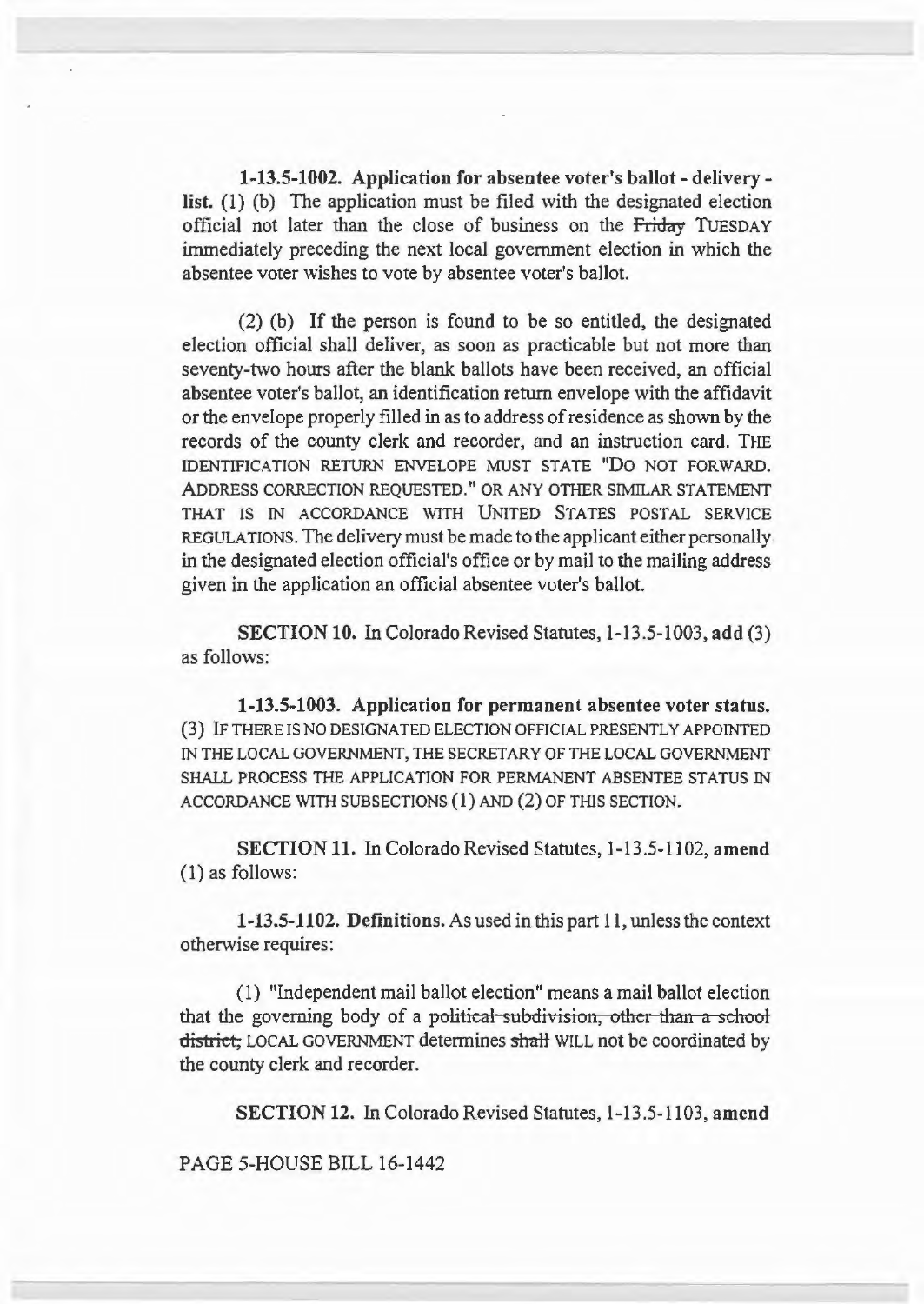**1-13.5-1002. Application for absentee voter's ballot - delivery - list.** (1) (b) The application must be filed with the designated election official not later than the close of business on the ~~Friday~~ TUESDAY immediately preceding the next local government election in which the absentee voter wishes to vote by absentee voter's ballot.

(2) (b) If the person is found to be so entitled, the designated election official shall deliver, as soon as practicable but not more than seventy-two hours after the blank ballots have been received, an official absentee voter's ballot, an identification return envelope with the affidavit or the envelope properly filled in as to address of residence as shown by the records of the county clerk and recorder, and an instruction card. THE IDENTIFICATION RETURN ENVELOPE MUST STATE "DO NOT FORWARD. ADDRESS CORRECTION REQUESTED." OR ANY OTHER SIMILAR STATEMENT THAT IS IN ACCORDANCE WITH UNITED STATES POSTAL SERVICE REGULATIONS. The delivery must be made to the applicant either personally in the designated election official's office or by mail to the mailing address given in the application an official absentee voter's ballot.

**SECTION 10.** In Colorado Revised Statutes, 1-13.5-1003, **add** (3) as follows:

**1-13.5-1003. Application for permanent absentee voter status.** (3) IF THERE IS NO DESIGNATED ELECTION OFFICIAL PRESENTLY APPOINTED IN THE LOCAL GOVERNMENT, THE SECRETARY OF THE LOCAL GOVERNMENT SHALL PROCESS THE APPLICATION FOR PERMANENT ABSENTEE STATUS IN ACCORDANCE WITH SUBSECTIONS (1) AND (2) OF THIS SECTION.

**SECTION 11.** In Colorado Revised Statutes, 1-13.5-1102, **amend** (1) as follows:

**1-13.5-1102. Definitions.** As used in this part 11, unless the context otherwise requires:

(1) "Independent mail ballot election" means a mail ballot election that the governing body of a ~~political subdivision, other than a school district,~~ LOCAL GOVERNMENT determines ~~shall~~ WILL not be coordinated by the county clerk and recorder.

**SECTION 12.** In Colorado Revised Statutes, 1-13.5-1103, **amend**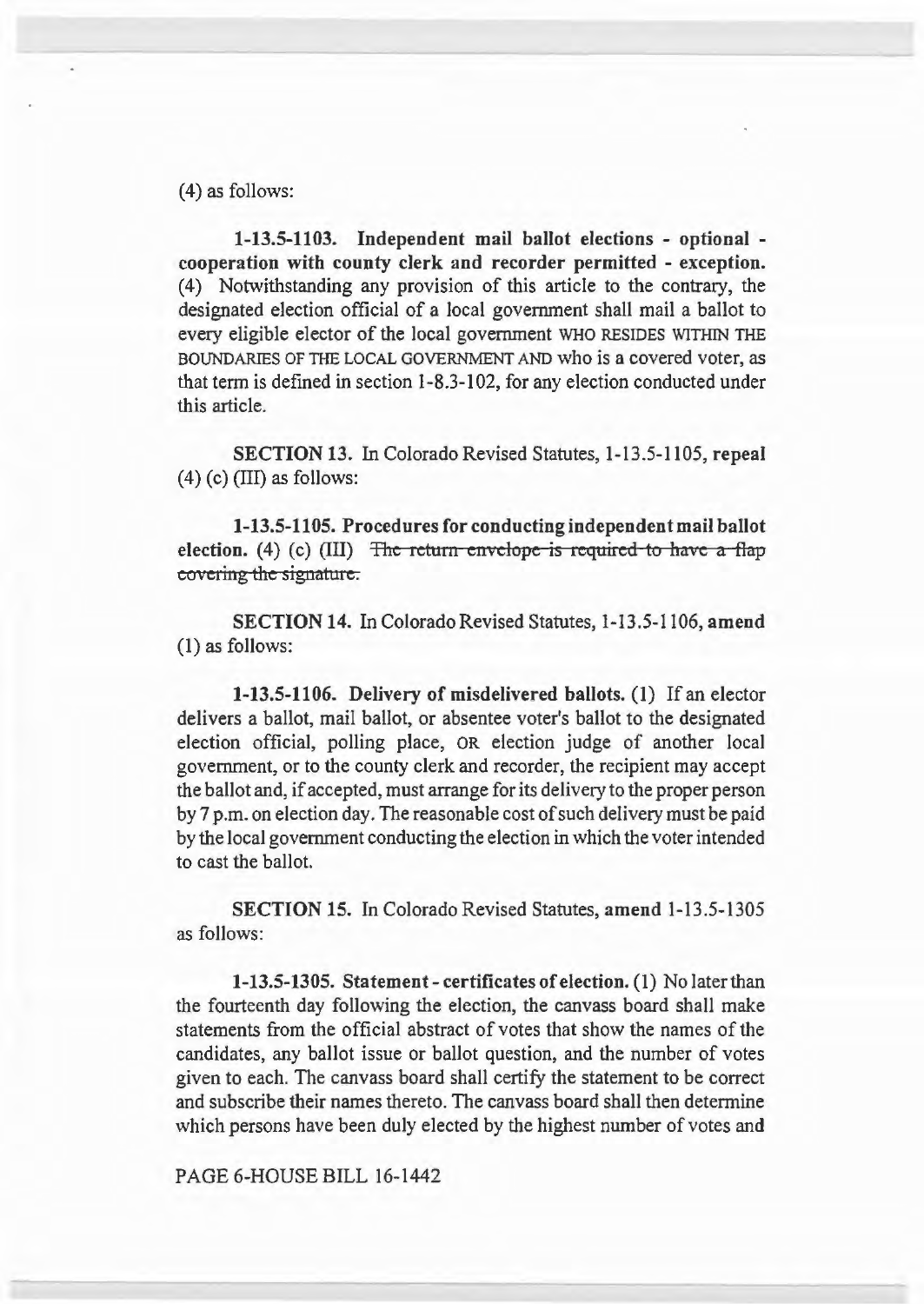(4) as follows:

**1-13.5-1103. Independent mail ballot elections - optional - cooperation with county clerk and recorder permitted - exception.** (4) Notwithstanding any provision of this article to the contrary, the designated election official of a local government shall mail a ballot to every eligible elector of the local government WHO RESIDES WITHIN THE BOUNDARIES OF THE LOCAL GOVERNMENT AND who is a covered voter, as that term is defined in section 1-8.3-102, for any election conducted under this article.

**SECTION 13.** In Colorado Revised Statutes, 1-13.5-1105, **repeal** (4) (c) (III) as follows:

**1-13.5-1105. Procedures for conducting independent mail ballot election.** (4) (c) (III) ~~The return envelope is required to have a flap covering the signature.~~

**SECTION 14.** In Colorado Revised Statutes, 1-13.5-1106, **amend** (1) as follows:

**1-13.5-1106. Delivery of misdelivered ballots.** (1) If an elector delivers a ballot, mail ballot, or absentee voter's ballot to the designated election official, polling place, OR election judge of another local government, or to the county clerk and recorder, the recipient may accept the ballot and, if accepted, must arrange for its delivery to the proper person by 7 p.m. on election day. The reasonable cost of such delivery must be paid by the local government conducting the election in which the voter intended to cast the ballot.

**SECTION 15.** In Colorado Revised Statutes, **amend** 1-13.5-1305 as follows:

**1-13.5-1305. Statement - certificates of election.** (1) No later than the fourteenth day following the election, the canvass board shall make statements from the official abstract of votes that show the names of the candidates, any ballot issue or ballot question, and the number of votes given to each. The canvass board shall certify the statement to be correct and subscribe their names thereto. The canvass board shall then determine which persons have been duly elected by the highest number of votes and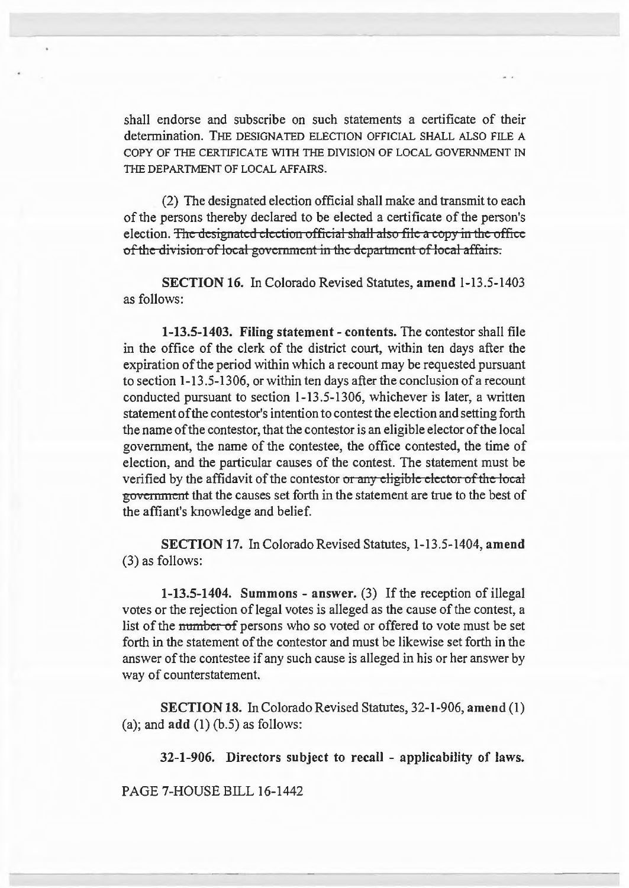shall endorse and subscribe on such statements a certificate of their determination. THE DESIGNATED ELECTION OFFICIAL SHALL ALSO FILE A COPY OF THE CERTIFICATE WITH THE DIVISION OF LOCAL GOVERNMENT IN THE DEPARTMENT OF LOCAL AFFAIRS.

(2) The designated election official shall make and transmit to each of the persons thereby declared to be elected a certificate of the person's election. ~~The designated election official shall also file a copy in the office of the division of local government in the department of local affairs.~~

**SECTION 16.** In Colorado Revised Statutes, **amend** 1-13.5-1403 as follows:

**1-13.5-1403. Filing statement - contents.** The contestor shall file in the office of the clerk of the district court, within ten days after the expiration of the period within which a recount may be requested pursuant to section 1-13.5-1306, or within ten days after the conclusion of a recount conducted pursuant to section 1-13.5-1306, whichever is later, a written statement of the contestor's intention to contest the election and setting forth the name of the contestor, that the contestor is an eligible elector of the local government, the name of the contestee, the office contested, the time of election, and the particular causes of the contest. The statement must be verified by the affidavit of the contestor ~~or any eligible elector of the local government~~ that the causes set forth in the statement are true to the best of the affiant's knowledge and belief.

**SECTION 17.** In Colorado Revised Statutes, 1-13.5-1404, **amend** (3) as follows:

**1-13.5-1404. Summons - answer.** (3) If the reception of illegal votes or the rejection of legal votes is alleged as the cause of the contest, a list of the ~~number of~~ persons who so voted or offered to vote must be set forth in the statement of the contestor and must be likewise set forth in the answer of the contestee if any such cause is alleged in his or her answer by way of counterstatement.

**SECTION 18.** In Colorado Revised Statutes, 32-1-906, **amend** (1) (a); and **add** (1) (b.5) as follows:

**32-1-906. Directors subject to recall - applicability of laws.**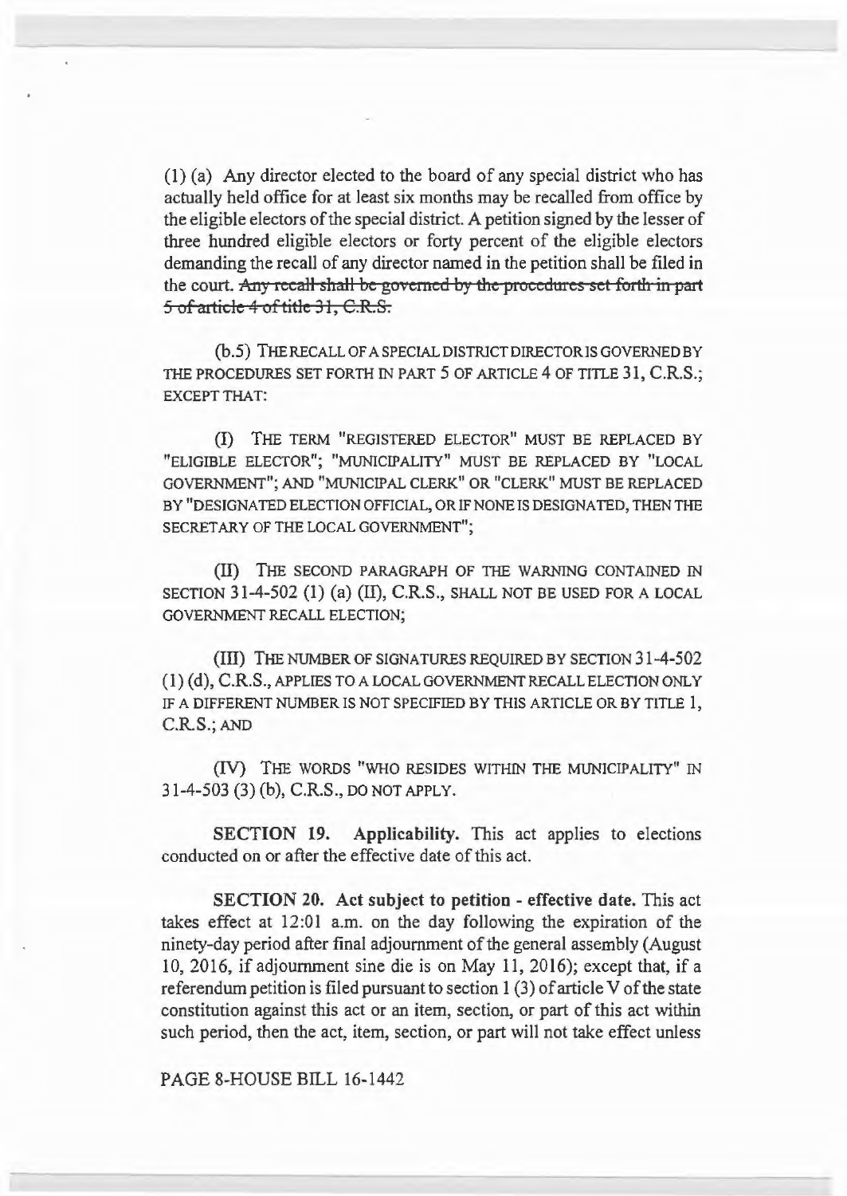(1) (a) Any director elected to the board of any special district who has actually held office for at least six months may be recalled from office by the eligible electors of the special district. A petition signed by the lesser of three hundred eligible electors or forty percent of the eligible electors demanding the recall of any director named in the petition shall be filed in the court. ~~Any recall shall be governed by the procedures set forth in part 5 of article 4 of title 31, C.R.S.~~

(b.5) THE RECALL OF A SPECIAL DISTRICT DIRECTOR IS GOVERNED BY THE PROCEDURES SET FORTH IN PART 5 OF ARTICLE 4 OF TITLE 31, C.R.S.; EXCEPT THAT:

(I) THE TERM "REGISTERED ELECTOR" MUST BE REPLACED BY "ELIGIBLE ELECTOR"; "MUNICIPALITY" MUST BE REPLACED BY "LOCAL GOVERNMENT"; AND "MUNICIPAL CLERK" OR "CLERK" MUST BE REPLACED BY "DESIGNATED ELECTION OFFICIAL, OR IF NONE IS DESIGNATED, THEN THE SECRETARY OF THE LOCAL GOVERNMENT";

(II) THE SECOND PARAGRAPH OF THE WARNING CONTAINED IN SECTION 31-4-502 (1) (a) (II), C.R.S., SHALL NOT BE USED FOR A LOCAL GOVERNMENT RECALL ELECTION;

(III) THE NUMBER OF SIGNATURES REQUIRED BY SECTION 31-4-502 (1) (d), C.R.S., APPLIES TO A LOCAL GOVERNMENT RECALL ELECTION ONLY IF A DIFFERENT NUMBER IS NOT SPECIFIED BY THIS ARTICLE OR BY TITLE 1, C.R.S.; AND

(IV) THE WORDS "WHO RESIDES WITHIN THE MUNICIPALITY" IN 31-4-503 (3) (b), C.R.S., DO NOT APPLY.

**SECTION 19. Applicability.** This act applies to elections conducted on or after the effective date of this act.

**SECTION 20. Act subject to petition - effective date.** This act takes effect at 12:01 a.m. on the day following the expiration of the ninety-day period after final adjournment of the general assembly (August 10, 2016, if adjournment sine die is on May 11, 2016); except that, if a referendum petition is filed pursuant to section 1 (3) of article V of the state constitution against this act or an item, section, or part of this act within such period, then the act, item, section, or part will not take effect unless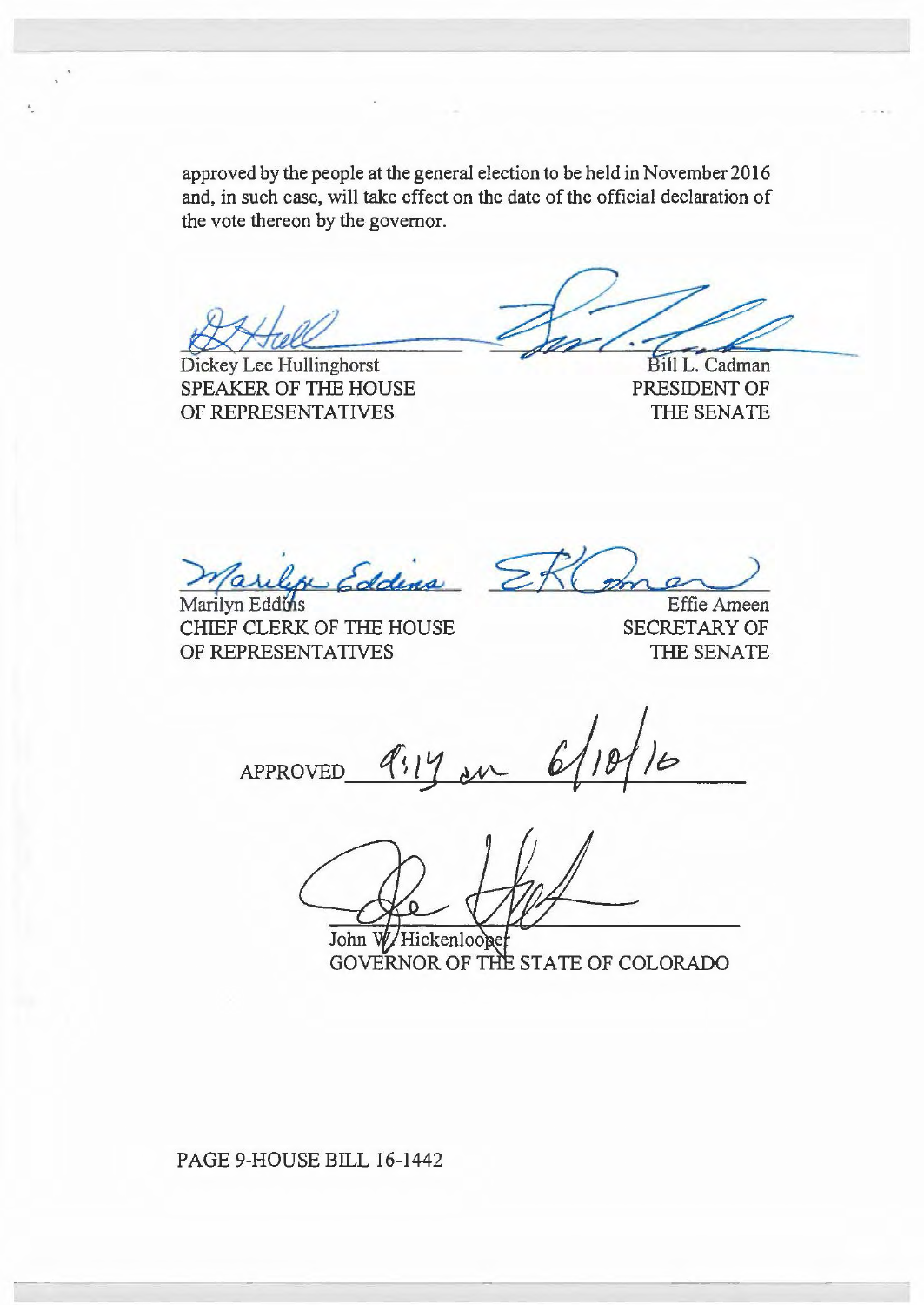approved by the people at the general election to be held in November 2016 and, in such case, will take effect on the date of the official declaration of the vote thereon by the governor.

| | |
|---|---|
| Dickey Lee Hullinghorst | Bill L. Cadman |
| SPEAKER OF THE HOUSE OF REPRESENTATIVES | PRESIDENT OF THE SENATE |
| Marilyn Eddins | Effie Ameen |
| CHIEF CLERK OF THE HOUSE OF REPRESENTATIVES | SECRETARY OF THE SENATE |

APPROVED 9:14 am 6/10/16

John W. Hickenlooper
GOVERNOR OF THE STATE OF COLORADO

PAGE 9-HOUSE BILL 16-1442